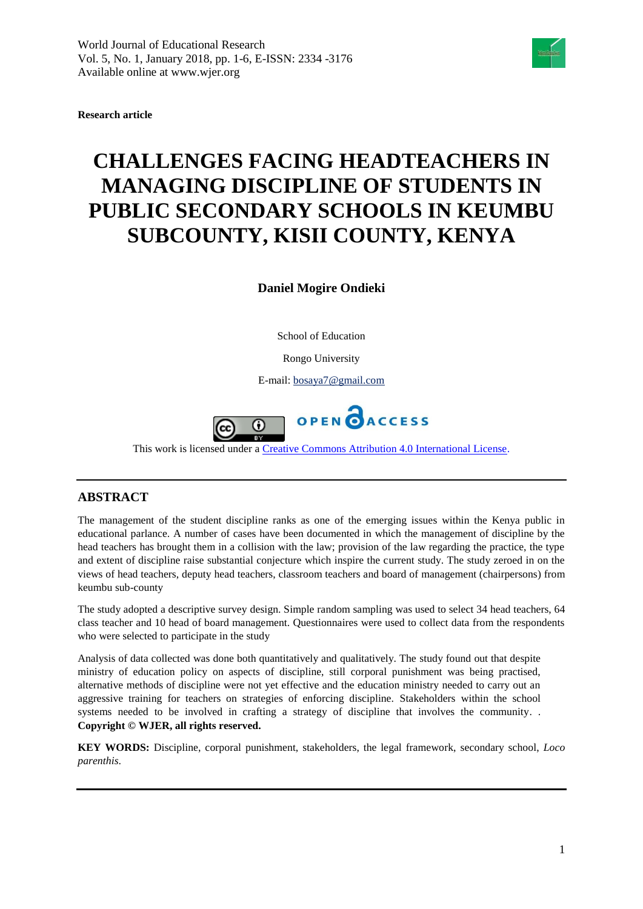Research article

# CHALLENGES FACING HEADTEACHERS IN MANAGING DISCIPLINE OF STUDENTS IN PUBLIC SECONDARY SCHOOLS IN KEUMBU SUBCOUNTY, KISII COUNTY, KENYA

**Daniel Mogire Ondieki**

School of Education

Rongo University

E-mail: bosaya7@gmail.com

OPEN ACCESS

This work is licensed under a Creative Commons Attribution 4.0 International License.

---

## ABSTRACT

The management of the student discipline ranks as one of the emerging issues within the Kenya public in educational parlance. A number of cases have been documented in which the management of discipline by the head teachers has brought them in a collision with the law; provision of the law regarding the practice, the type and extent of discipline raise substantial conjecture which inspire the current study. The study zeroed in on the views of head teachers, deputy head teachers, classroom teachers and board of management (chairpersons) from keumbu sub-county

The study adopted a descriptive survey design. Simple random sampling was used to select 34 head teachers, 64 class teacher and 10 head of board management. Questionnaires were used to collect data from the respondents who were selected to participate in the study

Analysis of data collected was done both quantitatively and qualitatively. The study found out that despite ministry of education policy on aspects of discipline, still corporal punishment was being practised, alternative methods of discipline were not yet effective and the education ministry needed to carry out an aggressive training for teachers on strategies of enforcing discipline. Stakeholders within the school systems needed to be involved in crafting a strategy of discipline that involves the community. . **Copyright © WJER, all rights reserved.**

**KEY WORDS:** Discipline, corporal punishment, stakeholders, the legal framework, secondary school, *Loco parenthis.*

---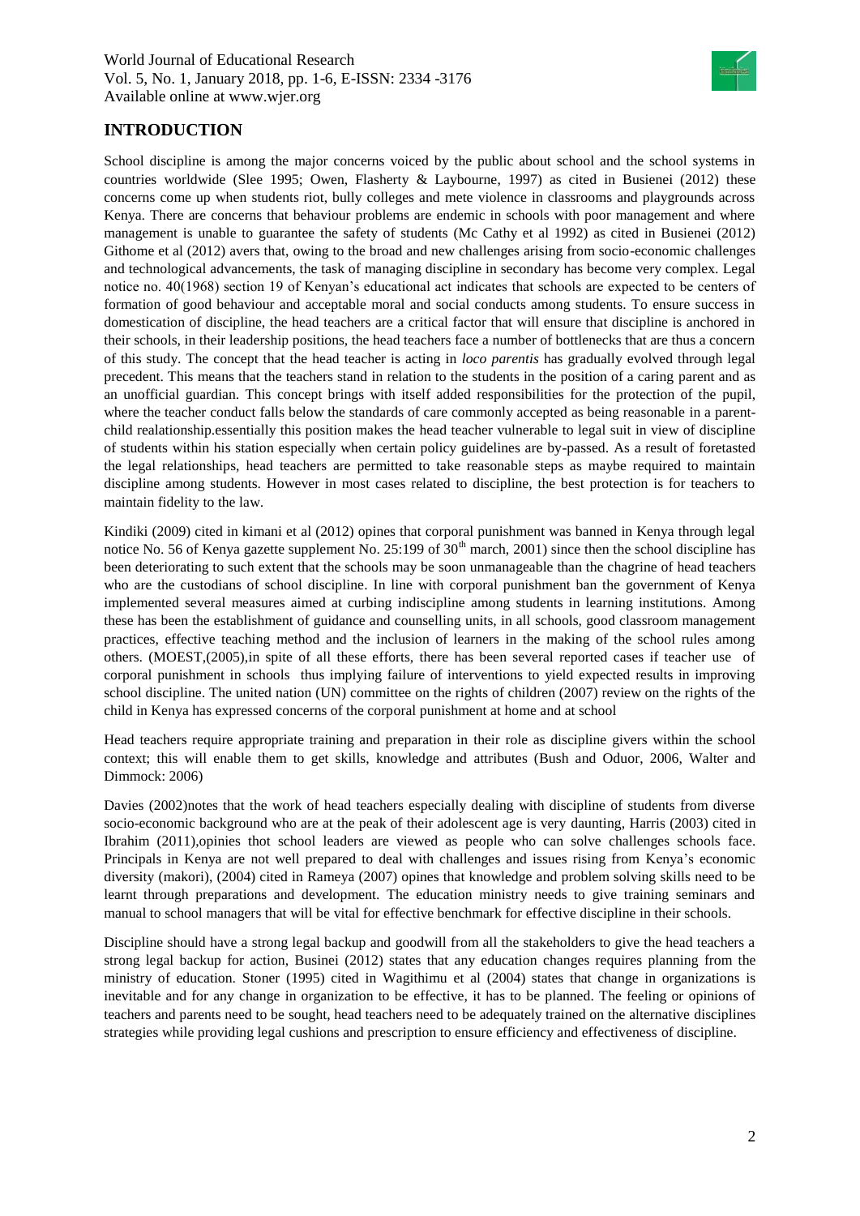## INTRODUCTION

School discipline is among the major concerns voiced by the public about school and the school systems in countries worldwide (Slee 1995; Owen, Flasherty & Laybourne, 1997) as cited in Busienei (2012) these concerns come up when students riot, bully colleges and mete violence in classrooms and playgrounds across Kenya. There are concerns that behaviour problems are endemic in schools with poor management and where management is unable to guarantee the safety of students (Mc Cathy et al 1992) as cited in Busienei (2012) Githome et al (2012) avers that, owing to the broad and new challenges arising from socio-economic challenges and technological advancements, the task of managing discipline in secondary has become very complex. Legal notice no. 40(1968) section 19 of Kenyan's educational act indicates that schools are expected to be centers of formation of good behaviour and acceptable moral and social conducts among students. To ensure success in domestication of discipline, the head teachers are a critical factor that will ensure that discipline is anchored in their schools, in their leadership positions, the head teachers face a number of bottlenecks that are thus a concern of this study. The concept that the head teacher is acting in *loco parentis* has gradually evolved through legal precedent. This means that the teachers stand in relation to the students in the position of a caring parent and as an unofficial guardian. This concept brings with itself added responsibilities for the protection of the pupil, where the teacher conduct falls below the standards of care commonly accepted as being reasonable in a parent-child realationship.essentially this position makes the head teacher vulnerable to legal suit in view of discipline of students within his station especially when certain policy guidelines are by-passed. As a result of foretasted the legal relationships, head teachers are permitted to take reasonable steps as maybe required to maintain discipline among students. However in most cases related to discipline, the best protection is for teachers to maintain fidelity to the law.

Kindiki (2009) cited in kimani et al (2012) opines that corporal punishment was banned in Kenya through legal notice No. 56 of Kenya gazette supplement No. 25:199 of 30th march, 2001) since then the school discipline has been deteriorating to such extent that the schools may be soon unmanageable than the chagrine of head teachers who are the custodians of school discipline. In line with corporal punishment ban the government of Kenya implemented several measures aimed at curbing indiscipline among students in learning institutions. Among these has been the establishment of guidance and counselling units, in all schools, good classroom management practices, effective teaching method and the inclusion of learners in the making of the school rules among others. (MOEST,(2005),in spite of all these efforts, there has been several reported cases if teacher use of corporal punishment in schools thus implying failure of interventions to yield expected results in improving school discipline. The united nation (UN) committee on the rights of children (2007) review on the rights of the child in Kenya has expressed concerns of the corporal punishment at home and at school

Head teachers require appropriate training and preparation in their role as discipline givers within the school context; this will enable them to get skills, knowledge and attributes (Bush and Oduor, 2006, Walter and Dimmock: 2006)

Davies (2002)notes that the work of head teachers especially dealing with discipline of students from diverse socio-economic background who are at the peak of their adolescent age is very daunting, Harris (2003) cited in Ibrahim (2011),opinies thot school leaders are viewed as people who can solve challenges schools face. Principals in Kenya are not well prepared to deal with challenges and issues rising from Kenya's economic diversity (makori), (2004) cited in Rameya (2007) opines that knowledge and problem solving skills need to be learnt through preparations and development. The education ministry needs to give training seminars and manual to school managers that will be vital for effective benchmark for effective discipline in their schools.

Discipline should have a strong legal backup and goodwill from all the stakeholders to give the head teachers a strong legal backup for action, Businei (2012) states that any education changes requires planning from the ministry of education. Stoner (1995) cited in Wagithimu et al (2004) states that change in organizations is inevitable and for any change in organization to be effective, it has to be planned. The feeling or opinions of teachers and parents need to be sought, head teachers need to be adequately trained on the alternative disciplines strategies while providing legal cushions and prescription to ensure efficiency and effectiveness of discipline.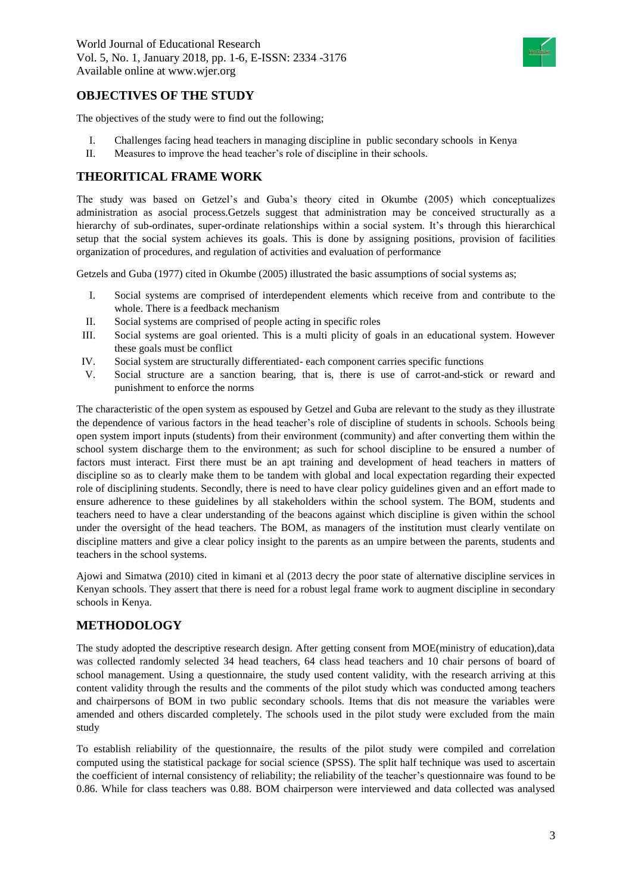## OBJECTIVES OF THE STUDY

The objectives of the study were to find out the following;

I. Challenges facing head teachers in managing discipline in public secondary schools in Kenya
II. Measures to improve the head teacher's role of discipline in their schools.

## THEORITICAL FRAME WORK

The study was based on Getzel's and Guba's theory cited in Okumbe (2005) which conceptualizes administration as asocial process.Getzels suggest that administration may be conceived structurally as a hierarchy of sub-ordinates, super-ordinate relationships within a social system. It's through this hierarchical setup that the social system achieves its goals. This is done by assigning positions, provision of facilities organization of procedures, and regulation of activities and evaluation of performance

Getzels and Guba (1977) cited in Okumbe (2005) illustrated the basic assumptions of social systems as;

I. Social systems are comprised of interdependent elements which receive from and contribute to the whole. There is a feedback mechanism
II. Social systems are comprised of people acting in specific roles
III. Social systems are goal oriented. This is a multi plicity of goals in an educational system. However these goals must be conflict
IV. Social system are structurally differentiated- each component carries specific functions
V. Social structure are a sanction bearing, that is, there is use of carrot-and-stick or reward and punishment to enforce the norms

The characteristic of the open system as espoused by Getzel and Guba are relevant to the study as they illustrate the dependence of various factors in the head teacher's role of discipline of students in schools. Schools being open system import inputs (students) from their environment (community) and after converting them within the school system discharge them to the environment; as such for school discipline to be ensured a number of factors must interact. First there must be an apt training and development of head teachers in matters of discipline so as to clearly make them to be tandem with global and local expectation regarding their expected role of disciplining students. Secondly, there is need to have clear policy guidelines given and an effort made to ensure adherence to these guidelines by all stakeholders within the school system. The BOM, students and teachers need to have a clear understanding of the beacons against which discipline is given within the school under the oversight of the head teachers. The BOM, as managers of the institution must clearly ventilate on discipline matters and give a clear policy insight to the parents as an umpire between the parents, students and teachers in the school systems.

Ajowi and Simatwa (2010) cited in kimani et al (2013 decry the poor state of alternative discipline services in Kenyan schools. They assert that there is need for a robust legal frame work to augment discipline in secondary schools in Kenya.

## METHODOLOGY

The study adopted the descriptive research design. After getting consent from MOE(ministry of education),data was collected randomly selected 34 head teachers, 64 class head teachers and 10 chair persons of board of school management. Using a questionnaire, the study used content validity, with the research arriving at this content validity through the results and the comments of the pilot study which was conducted among teachers and chairpersons of BOM in two public secondary schools. Items that dis not measure the variables were amended and others discarded completely. The schools used in the pilot study were excluded from the main study

To establish reliability of the questionnaire, the results of the pilot study were compiled and correlation computed using the statistical package for social science (SPSS). The split half technique was used to ascertain the coefficient of internal consistency of reliability; the reliability of the teacher's questionnaire was found to be 0.86. While for class teachers was 0.88. BOM chairperson were interviewed and data collected was analysed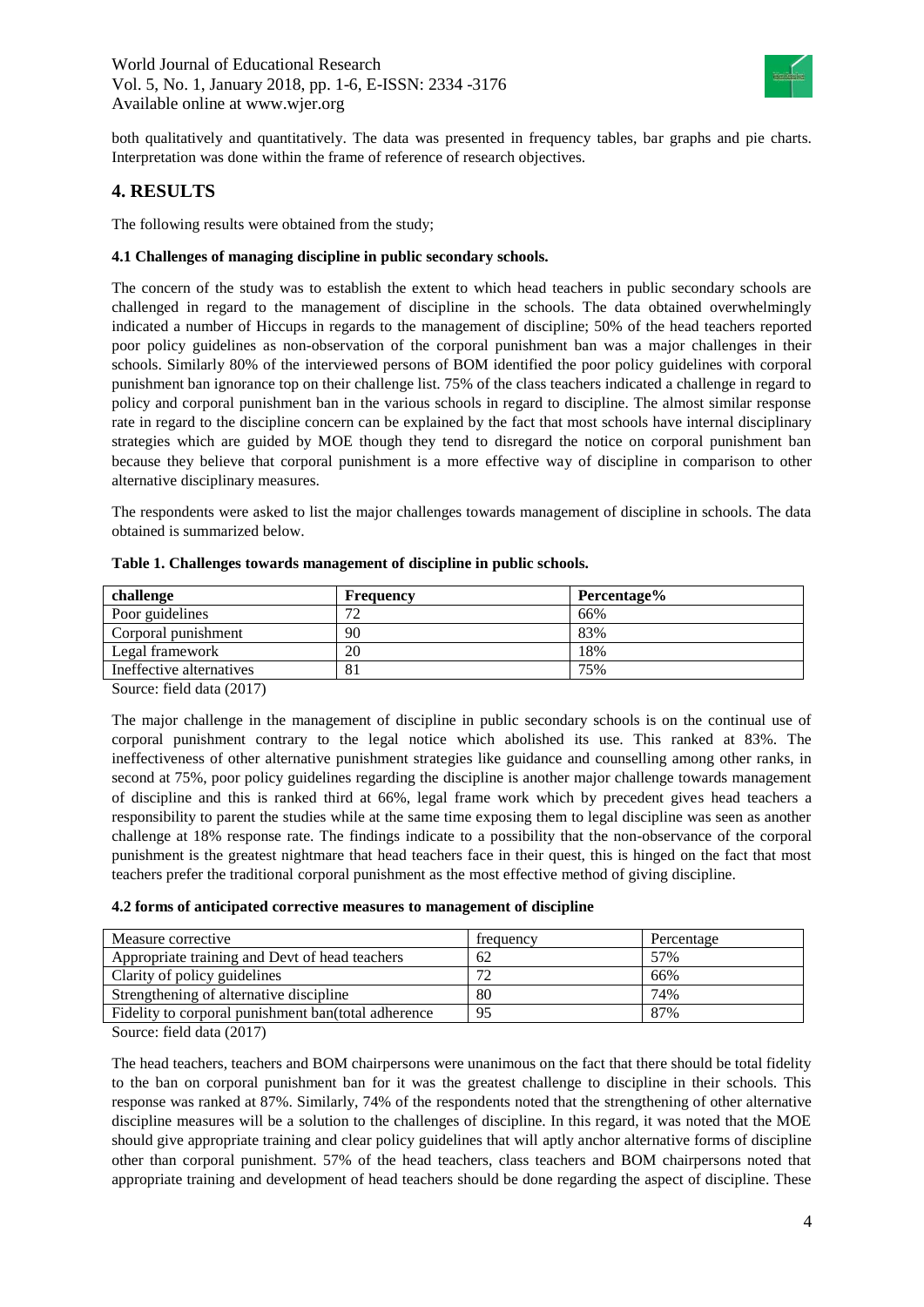both qualitatively and quantitatively. The data was presented in frequency tables, bar graphs and pie charts. Interpretation was done within the frame of reference of research objectives.

## 4. RESULTS

The following results were obtained from the study;

### 4.1 Challenges of managing discipline in public secondary schools.

The concern of the study was to establish the extent to which head teachers in public secondary schools are challenged in regard to the management of discipline in the schools. The data obtained overwhelmingly indicated a number of Hiccups in regards to the management of discipline; 50% of the head teachers reported poor policy guidelines as non-observation of the corporal punishment ban was a major challenges in their schools. Similarly 80% of the interviewed persons of BOM identified the poor policy guidelines with corporal punishment ban ignorance top on their challenge list. 75% of the class teachers indicated a challenge in regard to policy and corporal punishment ban in the various schools in regard to discipline. The almost similar response rate in regard to the discipline concern can be explained by the fact that most schools have internal disciplinary strategies which are guided by MOE though they tend to disregard the notice on corporal punishment ban because they believe that corporal punishment is a more effective way of discipline in comparison to other alternative disciplinary measures.

The respondents were asked to list the major challenges towards management of discipline in schools. The data obtained is summarized below.

**Table 1. Challenges towards management of discipline in public schools.**

| challenge | Frequency | Percentage% |
|---|---|---|
| Poor guidelines | 72 | 66% |
| Corporal punishment | 90 | 83% |
| Legal framework | 20 | 18% |
| Ineffective alternatives | 81 | 75% |

Source: field data (2017)

The major challenge in the management of discipline in public secondary schools is on the continual use of corporal punishment contrary to the legal notice which abolished its use. This ranked at 83%. The ineffectiveness of other alternative punishment strategies like guidance and counselling among other ranks, in second at 75%, poor policy guidelines regarding the discipline is another major challenge towards management of discipline and this is ranked third at 66%, legal frame work which by precedent gives head teachers a responsibility to parent the studies while at the same time exposing them to legal discipline was seen as another challenge at 18% response rate. The findings indicate to a possibility that the non-observance of the corporal punishment is the greatest nightmare that head teachers face in their quest, this is hinged on the fact that most teachers prefer the traditional corporal punishment as the most effective method of giving discipline.

### 4.2 forms of anticipated corrective measures to management of discipline

| Measure corrective | frequency | Percentage |
|---|---|---|
| Appropriate training and Devt of head teachers | 62 | 57% |
| Clarity of policy guidelines | 72 | 66% |
| Strengthening of alternative discipline | 80 | 74% |
| Fidelity to corporal punishment ban(total adherence | 95 | 87% |

Source: field data (2017)

The head teachers, teachers and BOM chairpersons were unanimous on the fact that there should be total fidelity to the ban on corporal punishment ban for it was the greatest challenge to discipline in their schools. This response was ranked at 87%. Similarly, 74% of the respondents noted that the strengthening of other alternative discipline measures will be a solution to the challenges of discipline. In this regard, it was noted that the MOE should give appropriate training and clear policy guidelines that will aptly anchor alternative forms of discipline other than corporal punishment. 57% of the head teachers, class teachers and BOM chairpersons noted that appropriate training and development of head teachers should be done regarding the aspect of discipline. These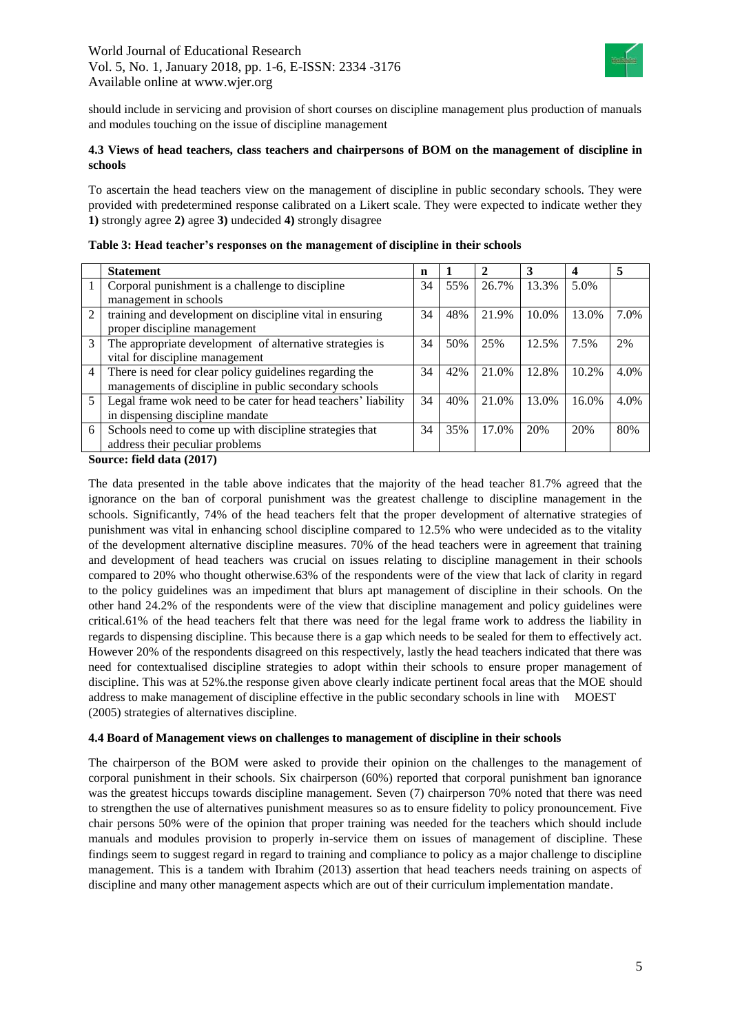should include in servicing and provision of short courses on discipline management plus production of manuals and modules touching on the issue of discipline management

### 4.3 Views of head teachers, class teachers and chairpersons of BOM on the management of discipline in schools

To ascertain the head teachers view on the management of discipline in public secondary schools. They were provided with predetermined response calibrated on a Likert scale. They were expected to indicate wether they **1)** strongly agree **2)** agree **3)** undecided **4)** strongly disagree

**Table 3: Head teacher's responses on the management of discipline in their schools**

| | Statement | n | 1 | 2 | 3 | 4 | 5 |
|---|---|---|---|---|---|---|---|
| 1 | Corporal punishment is a challenge to discipline management in schools | 34 | 55% | 26.7% | 13.3% | 5.0% | |
| 2 | training and development on discipline vital in ensuring proper discipline management | 34 | 48% | 21.9% | 10.0% | 13.0% | 7.0% |
| 3 | The appropriate development of alternative strategies is vital for discipline management | 34 | 50% | 25% | 12.5% | 7.5% | 2% |
| 4 | There is need for clear policy guidelines regarding the managements of discipline in public secondary schools | 34 | 42% | 21.0% | 12.8% | 10.2% | 4.0% |
| 5 | Legal frame wok need to be cater for head teachers' liability in dispensing discipline mandate | 34 | 40% | 21.0% | 13.0% | 16.0% | 4.0% |
| 6 | Schools need to come up with discipline strategies that address their peculiar problems | 34 | 35% | 17.0% | 20% | 20% | 80% |

**Source: field data (2017)**

The data presented in the table above indicates that the majority of the head teacher 81.7% agreed that the ignorance on the ban of corporal punishment was the greatest challenge to discipline management in the schools. Significantly, 74% of the head teachers felt that the proper development of alternative strategies of punishment was vital in enhancing school discipline compared to 12.5% who were undecided as to the vitality of the development alternative discipline measures. 70% of the head teachers were in agreement that training and development of head teachers was crucial on issues relating to discipline management in their schools compared to 20% who thought otherwise.63% of the respondents were of the view that lack of clarity in regard to the policy guidelines was an impediment that blurs apt management of discipline in their schools. On the other hand 24.2% of the respondents were of the view that discipline management and policy guidelines were critical.61% of the head teachers felt that there was need for the legal frame work to address the liability in regards to dispensing discipline. This because there is a gap which needs to be sealed for them to effectively act. However 20% of the respondents disagreed on this respectively, lastly the head teachers indicated that there was need for contextualised discipline strategies to adopt within their schools to ensure proper management of discipline. This was at 52%.the response given above clearly indicate pertinent focal areas that the MOE should address to make management of discipline effective in the public secondary schools in line with MOEST (2005) strategies of alternatives discipline.

### 4.4 Board of Management views on challenges to management of discipline in their schools

The chairperson of the BOM were asked to provide their opinion on the challenges to the management of corporal punishment in their schools. Six chairperson (60%) reported that corporal punishment ban ignorance was the greatest hiccups towards discipline management. Seven (7) chairperson 70% noted that there was need to strengthen the use of alternatives punishment measures so as to ensure fidelity to policy pronouncement. Five chair persons 50% were of the opinion that proper training was needed for the teachers which should include manuals and modules provision to properly in-service them on issues of management of discipline. These findings seem to suggest regard in regard to training and compliance to policy as a major challenge to discipline management. This is a tandem with Ibrahim (2013) assertion that head teachers needs training on aspects of discipline and many other management aspects which are out of their curriculum implementation mandate.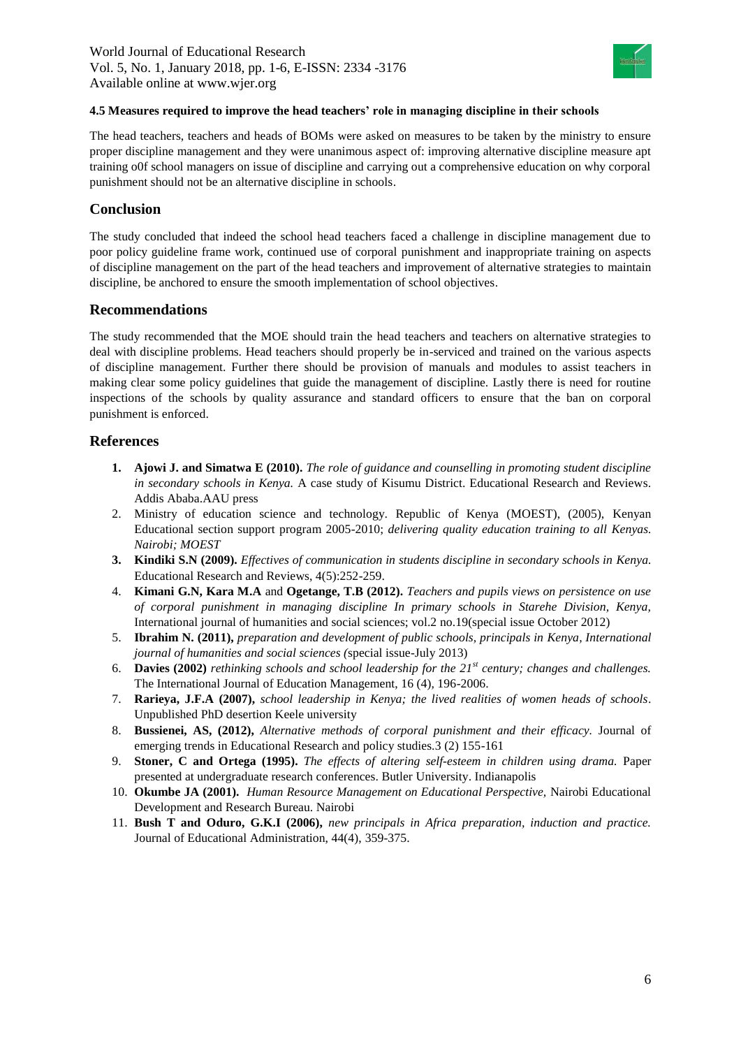#### 4.5 Measures required to improve the head teachers' role in managing discipline in their schools

The head teachers, teachers and heads of BOMs were asked on measures to be taken by the ministry to ensure proper discipline management and they were unanimous aspect of: improving alternative discipline measure apt training o0f school managers on issue of discipline and carrying out a comprehensive education on why corporal punishment should not be an alternative discipline in schools.

## Conclusion

The study concluded that indeed the school head teachers faced a challenge in discipline management due to poor policy guideline frame work, continued use of corporal punishment and inappropriate training on aspects of discipline management on the part of the head teachers and improvement of alternative strategies to maintain discipline, be anchored to ensure the smooth implementation of school objectives.

## Recommendations

The study recommended that the MOE should train the head teachers and teachers on alternative strategies to deal with discipline problems. Head teachers should properly be in-serviced and trained on the various aspects of discipline management. Further there should be provision of manuals and modules to assist teachers in making clear some policy guidelines that guide the management of discipline. Lastly there is need for routine inspections of the schools by quality assurance and standard officers to ensure that the ban on corporal punishment is enforced.

## References

1. **Ajowi J. and Simatwa E (2010).** *The role of guidance and counselling in promoting student discipline in secondary schools in Kenya.* A case study of Kisumu District. Educational Research and Reviews. Addis Ababa.AAU press
2. Ministry of education science and technology. Republic of Kenya (MOEST), (2005), Kenyan Educational section support program 2005-2010; *delivering quality education training to all Kenyas. Nairobi; MOEST*
3. **Kindiki S.N (2009).** *Effectives of communication in students discipline in secondary schools in Kenya.* Educational Research and Reviews, 4(5):252-259.
4. **Kimani G.N, Kara M.A** and **Ogetange, T.B (2012).** *Teachers and pupils views on persistence on use of corporal punishment in managing discipline In primary schools in Starehe Division, Kenya,* International journal of humanities and social sciences; vol.2 no.19(special issue October 2012)
5. **Ibrahim N. (2011),** *preparation and development of public schools, principals in Kenya, International journal of humanities and social sciences (*special issue-July 2013)
6. **Davies (2002)** *rethinking schools and school leadership for the 21st century; changes and challenges.* The International Journal of Education Management, 16 (4), 196-2006.
7. **Rarieya, J.F.A (2007),** *school leadership in Kenya; the lived realities of women heads of schools*. Unpublished PhD desertion Keele university
8. **Bussienei, AS, (2012),** *Alternative methods of corporal punishment and their efficacy.* Journal of emerging trends in Educational Research and policy studies.3 (2) 155-161
9. **Stoner, C and Ortega (1995).** *The effects of altering self-esteem in children using drama.* Paper presented at undergraduate research conferences. Butler University. Indianapolis
10. **Okumbe JA (2001).** *Human Resource Management on Educational Perspective,* Nairobi Educational Development and Research Bureau. Nairobi
11. **Bush T and Oduro, G.K.I (2006),** *new principals in Africa preparation, induction and practice.* Journal of Educational Administration, 44(4), 359-375.